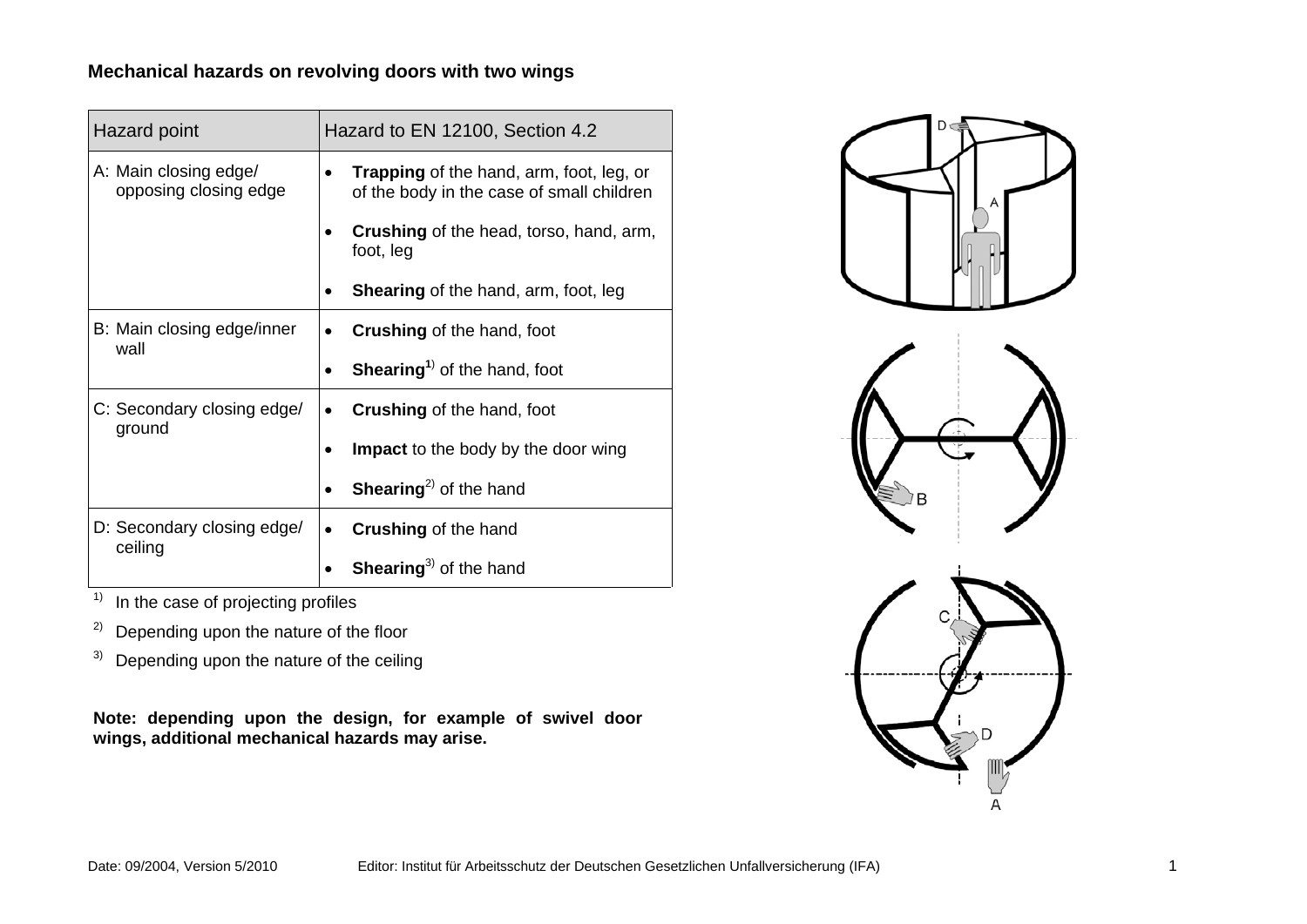**Mechanical hazards on revolving doors with two wings**

| Hazard point | Hazard to EN 12100, Section 4.2 |
|---|---|
| A: Main closing edge/ opposing closing edge | • **Trapping** of the hand, arm, foot, leg, or of the body in the case of small children<br>• **Crushing** of the head, torso, hand, arm, foot, leg<br>• **Shearing** of the hand, arm, foot, leg |
| B: Main closing edge/inner wall | • **Crushing** of the hand, foot<br>• **Shearing**[1)] of the hand, foot |
| C: Secondary closing edge/ ground | • **Crushing** of the hand, foot<br>• **Impact** to the body by the door wing<br>• **Shearing**[2)] of the hand |
| D: Secondary closing edge/ ceiling | • **Crushing** of the hand<br>• **Shearing**[3)] of the hand |

[1)] In the case of projecting profiles

[2)] Depending upon the nature of the floor

[3)] Depending upon the nature of the ceiling

**Note: depending upon the design, for example of swivel door wings, additional mechanical hazards may arise.**

Date: 09/2004, Version 5/2010 Editor: Institut für Arbeitsschutz der Deutschen Gesetzlichen Unfallversicherung (IFA)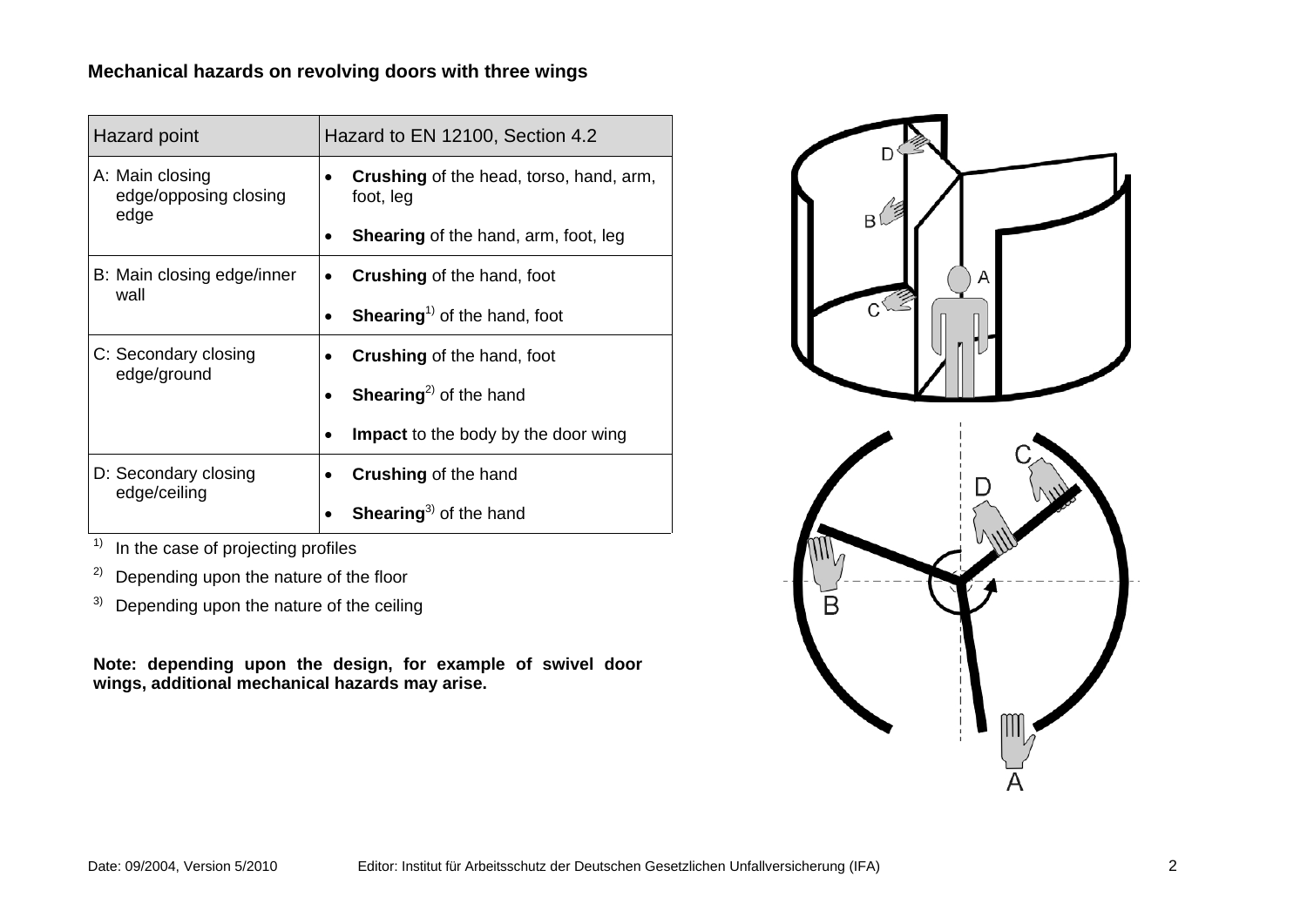**Mechanical hazards on revolving doors with three wings**

| Hazard point | Hazard to EN 12100, Section 4.2 |
|---|---|
| A: Main closing edge/opposing closing edge | • **Crushing** of the head, torso, hand, arm, foot, leg<br>• **Shearing** of the hand, arm, foot, leg |
| B: Main closing edge/inner wall | • **Crushing** of the hand, foot<br>• **Shearing**[1)] of the hand, foot |
| C: Secondary closing edge/ground | • **Crushing** of the hand, foot<br>• **Shearing**[2)] of the hand<br>• **Impact** to the body by the door wing |
| D: Secondary closing edge/ceiling | • **Crushing** of the hand<br>• **Shearing**[3)] of the hand |

1) In the case of projecting profiles

2) Depending upon the nature of the floor

3) Depending upon the nature of the ceiling

**Note: depending upon the design, for example of swivel door wings, additional mechanical hazards may arise.**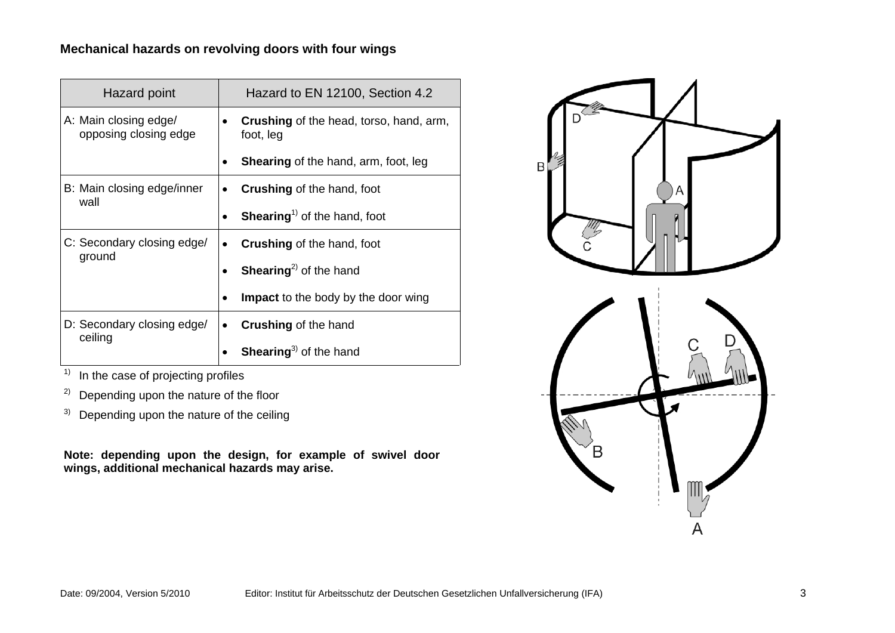**Mechanical hazards on revolving doors with four wings**

| Hazard point | Hazard to EN 12100, Section 4.2 |
|---|---|
| A: Main closing edge/ opposing closing edge | • **Crushing** of the head, torso, hand, arm, foot, leg<br>• **Shearing** of the hand, arm, foot, leg |
| B: Main closing edge/inner wall | • **Crushing** of the hand, foot<br>• **Shearing**[1)] of the hand, foot |
| C: Secondary closing edge/ ground | • **Crushing** of the hand, foot<br>• **Shearing**[2)] of the hand<br>• **Impact** to the body by the door wing |
| D: Secondary closing edge/ ceiling | • **Crushing** of the hand<br>• **Shearing**[3)] of the hand |

[1)] In the case of projecting profiles

[2)] Depending upon the nature of the floor

[3)] Depending upon the nature of the ceiling

**Note: depending upon the design, for example of swivel door wings, additional mechanical hazards may arise.**

D
B
A
C

C D
B
A

Date: 09/2004, Version 5/2010 Editor: Institut für Arbeitsschutz der Deutschen Gesetzlichen Unfallversicherung (IFA)